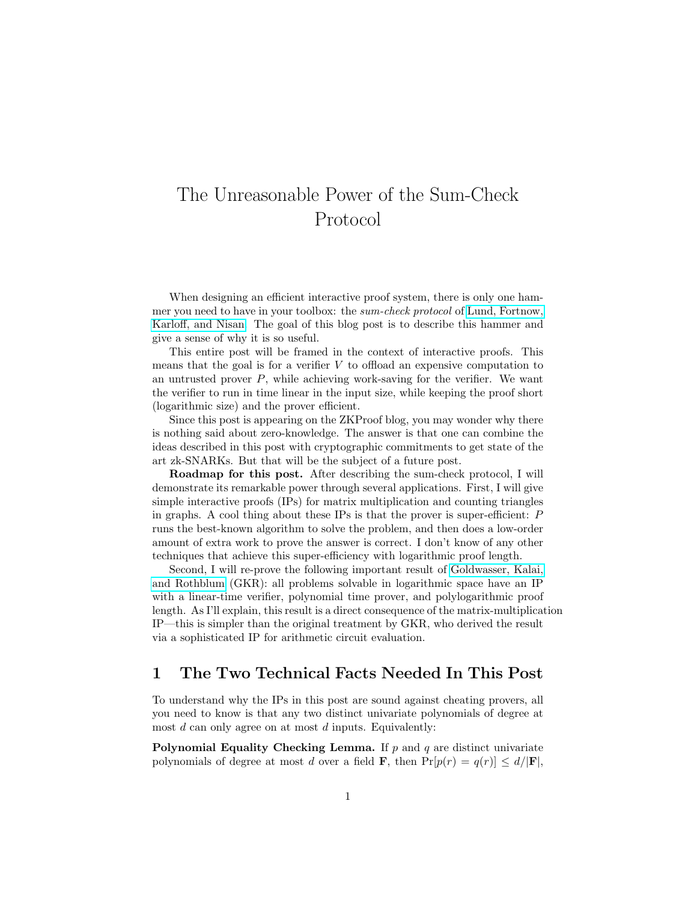# The Unreasonable Power of the Sum-Check Protocol

When designing an efficient interactive proof system, there is only one hammer you need to have in your toolbox: the *sum-check protocol* of Lund, Fortnow, Karloff, and Nisan. The goal of this blog post is to describe this hammer and give a sense of why it is so useful.

This entire post will be framed in the context of interactive proofs. This means that the goal is for a verifier $V$ to offload an expensive computation to an untrusted prover $P$, while achieving work-saving for the verifier. We want the verifier to run in time linear in the input size, while keeping the proof short (logarithmic size) and the prover efficient.

Since this post is appearing on the ZKProof blog, you may wonder why there is nothing said about zero-knowledge. The answer is that one can combine the ideas described in this post with cryptographic commitments to get state of the art zk-SNARKs. But that will be the subject of a future post.

**Roadmap for this post.** After describing the sum-check protocol, I will demonstrate its remarkable power through several applications. First, I will give simple interactive proofs (IPs) for matrix multiplication and counting triangles in graphs. A cool thing about these IPs is that the prover is super-efficient: $P$ runs the best-known algorithm to solve the problem, and then does a low-order amount of extra work to prove the answer is correct. I don't know of any other techniques that achieve this super-efficiency with logarithmic proof length.

Second, I will re-prove the following important result of Goldwasser, Kalai, and Rothblum (GKR): all problems solvable in logarithmic space have an IP with a linear-time verifier, polynomial time prover, and polylogarithmic proof length. As I'll explain, this result is a direct consequence of the matrix-multiplication IP—this is simpler than the original treatment by GKR, who derived the result via a sophisticated IP for arithmetic circuit evaluation.

## 1 The Two Technical Facts Needed In This Post

To understand why the IPs in this post are sound against cheating provers, all you need to know is that any two distinct univariate polynomials of degree at most $d$ can only agree on at most $d$ inputs. Equivalently:

**Polynomial Equality Checking Lemma.** If $p$ and $q$ are distinct univariate polynomials of degree at most $d$ over a field $\mathbf{F}$, then $\Pr[p(r) = q(r)] \leq d/|\mathbf{F}|$,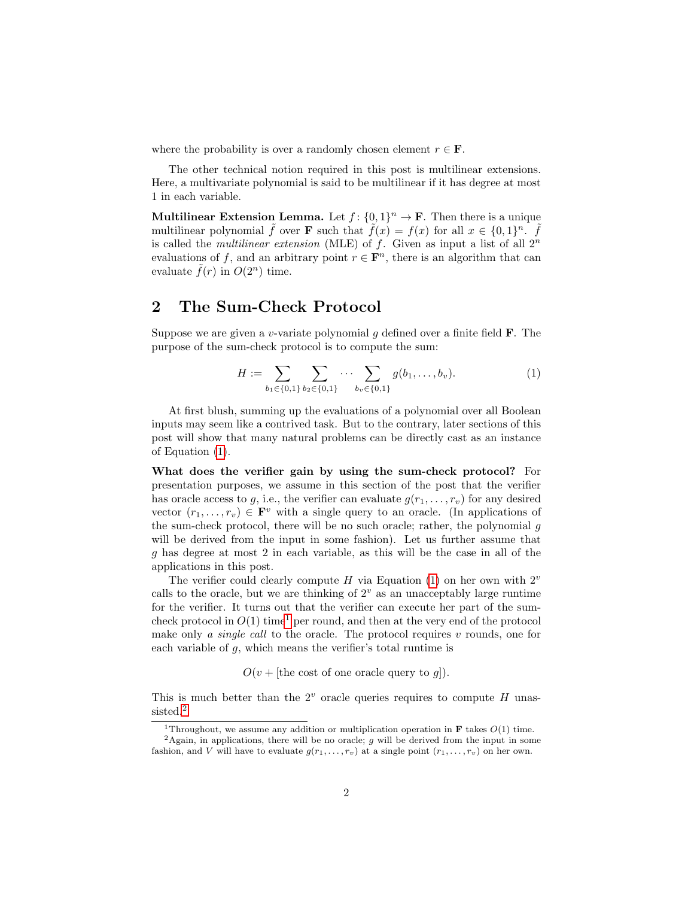where the probability is over a randomly chosen element $r \in \mathbf{F}$.

The other technical notion required in this post is multilinear extensions. Here, a multivariate polynomial is said to be multilinear if it has degree at most 1 in each variable.

**Multilinear Extension Lemma.** Let $f\colon \{0,1\}^n \to \mathbf{F}$. Then there is a unique multilinear polynomial $\tilde{f}$ over $\mathbf{F}$ such that $\tilde{f}(x) = f(x)$ for all $x \in \{0,1\}^n$. $\tilde{f}$ is called the *multilinear extension* (MLE) of $f$. Given as input a list of all $2^n$ evaluations of $f$, and an arbitrary point $r \in \mathbf{F}^n$, there is an algorithm that can evaluate $\tilde{f}(r)$ in $O(2^n)$ time.

## 2 The Sum-Check Protocol

Suppose we are given a $v$-variate polynomial $g$ defined over a finite field $\mathbf{F}$. The purpose of the sum-check protocol is to compute the sum:

$$H := \sum_{b_1 \in \{0,1\}} \sum_{b_2 \in \{0,1\}} \cdots \sum_{b_v \in \{0,1\}} g(b_1, \ldots, b_v). \tag{1}$$

At first blush, summing up the evaluations of a polynomial over all Boolean inputs may seem like a contrived task. But to the contrary, later sections of this post will show that many natural problems can be directly cast as an instance of Equation (1).

**What does the verifier gain by using the sum-check protocol?** For presentation purposes, we assume in this section of the post that the verifier has oracle access to $g$, i.e., the verifier can evaluate $g(r_1, \ldots, r_v)$ for any desired vector $(r_1, \ldots, r_v) \in \mathbf{F}^v$ with a single query to an oracle. (In applications of the sum-check protocol, there will be no such oracle; rather, the polynomial $g$ will be derived from the input in some fashion). Let us further assume that $g$ has degree at most 2 in each variable, as this will be the case in all of the applications in this post.

The verifier could clearly compute $H$ via Equation (1) on her own with $2^v$ calls to the verifier, but we are thinking of $2^v$ as an unacceptably large runtime for the verifier. It turns out that the verifier can execute her part of the sum-check protocol in $O(1)$ time[1] per round, and then at the very end of the protocol make only *a single call* to the oracle. The protocol requires $v$ rounds, one for each variable of $g$, which means the verifier's total runtime is

$$O(v + [\text{the cost of one oracle query to } g]).$$

This is much better than the $2^v$ oracle queries requires to compute $H$ unassisted.[2]

[1] Throughout, we assume any addition or multiplication operation in $\mathbf{F}$ takes $O(1)$ time.

[2] Again, in applications, there will be no oracle; $g$ will be derived from the input in some fashion, and $V$ will have to evaluate $g(r_1, \ldots, r_v)$ at a single point $(r_1, \ldots, r_v)$ on her own.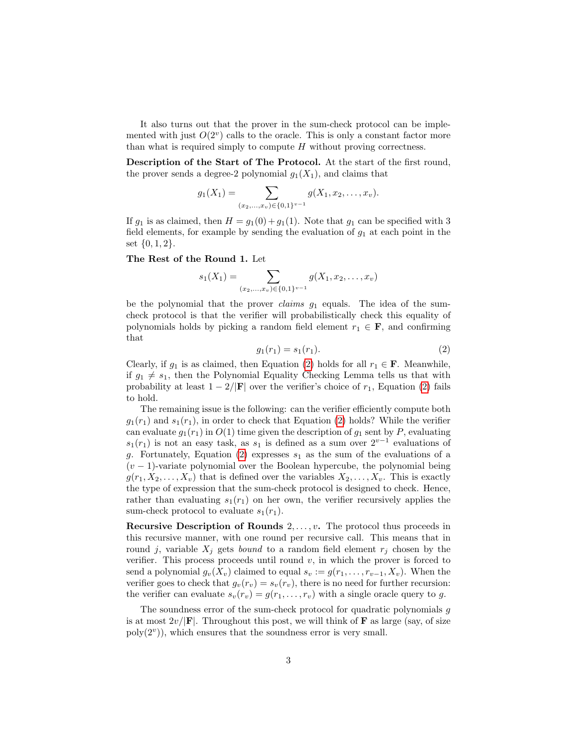It also turns out that the prover in the sum-check protocol can be implemented with just $O(2^v)$ calls to the oracle. This is only a constant factor more than what is required simply to compute $H$ without proving correctness.

**Description of the Start of The Protocol.** At the start of the first round, the prover sends a degree-2 polynomial $g_1(X_1)$, and claims that

$$g_1(X_1) = \sum_{(x_2,\dots,x_v)\in\{0,1\}^{v-1}} g(X_1, x_2, \dots, x_v).$$

If $g_1$ is as claimed, then $H = g_1(0) + g_1(1)$. Note that $g_1$ can be specified with 3 field elements, for example by sending the evaluation of $g_1$ at each point in the set $\{0, 1, 2\}$.

**The Rest of the Round 1.** Let

$$s_1(X_1) = \sum_{(x_2,\dots,x_v)\in\{0,1\}^{v-1}} g(X_1, x_2, \dots, x_v)$$

be the polynomial that the prover *claims* $g_1$ equals. The idea of the sum-check protocol is that the verifier will probabilistically check this equality of polynomials holds by picking a random field element $r_1 \in \mathbf{F}$, and confirming that

$$g_1(r_1) = s_1(r_1). \tag{2}$$

Clearly, if $g_1$ is as claimed, then Equation (2) holds for all $r_1 \in \mathbf{F}$. Meanwhile, if $g_1 \neq s_1$, then the Polynomial Equality Checking Lemma tells us that with probability at least $1 - 2/|\mathbf{F}|$ over the verifier's choice of $r_1$, Equation (2) fails to hold.

The remaining issue is the following: can the verifier efficiently compute both $g_1(r_1)$ and $s_1(r_1)$, in order to check that Equation (2) holds? While the verifier can evaluate $g_1(r_1)$ in $O(1)$ time given the description of $g_1$ sent by $P$, evaluating $s_1(r_1)$ is not an easy task, as $s_1$ is defined as a sum over $2^{v-1}$ evaluations of $g$. Fortunately, Equation (2) expresses $s_1$ as the sum of the evaluations of a $(v-1)$-variate polynomial over the Boolean hypercube, the polynomial being $g(r_1, X_2, \dots, X_v)$ that is defined over the variables $X_2, \dots, X_v$. This is exactly the type of expression that the sum-check protocol is designed to check. Hence, rather than evaluating $s_1(r_1)$ on her own, the verifier recursively applies the sum-check protocol to evaluate $s_1(r_1)$.

**Recursive Description of Rounds $2, \dots, v$.** The protocol thus proceeds in this recursive manner, with one round per recursive call. This means that in round $j$, variable $X_j$ gets *bound* to a random field element $r_j$ chosen by the verifier. This process proceeds until round $v$, in which the prover is forced to send a polynomial $g_v(X_v)$ claimed to equal $s_v := g(r_1, \dots, r_{v-1}, X_v)$. When the verifier goes to check that $g_v(r_v) = s_v(r_v)$, there is no need for further recursion: the verifier can evaluate $s_v(r_v) = g(r_1, \dots, r_v)$ with a single oracle query to $g$.

The soundness error of the sum-check protocol for quadratic polynomials $g$ is at most $2v/|\mathbf{F}|$. Throughout this post, we will think of $\mathbf{F}$ as large (say, of size $\text{poly}(2^v)$), which ensures that the soundness error is very small.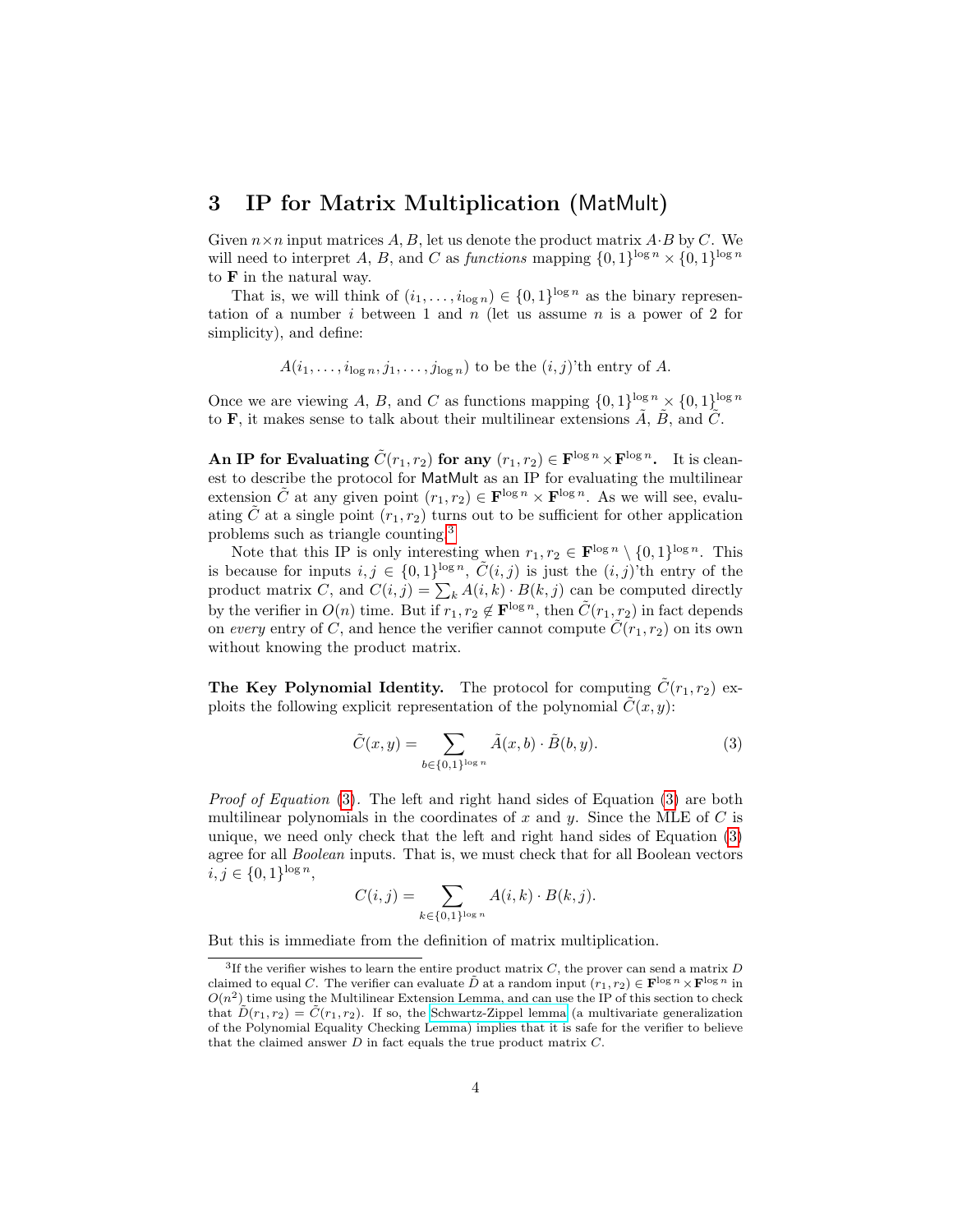## 3 IP for Matrix Multiplication (MatMult)

Given $n \times n$ input matrices $A, B$, let us denote the product matrix $A \cdot B$ by $C$. We will need to interpret $A$, $B$, and $C$ as *functions* mapping $\{0,1\}^{\log n} \times \{0,1\}^{\log n}$ to $\mathbf{F}$ in the natural way.

That is, we will think of $(i_1, \ldots, i_{\log n}) \in \{0,1\}^{\log n}$ as the binary representation of a number $i$ between 1 and $n$ (let us assume $n$ is a power of 2 for simplicity), and define:

$$A(i_1, \ldots, i_{\log n}, j_1, \ldots, j_{\log n}) \text{ to be the } (i,j)\text{'th entry of } A.$$

Once we are viewing $A$, $B$, and $C$ as functions mapping $\{0,1\}^{\log n} \times \{0,1\}^{\log n}$ to $\mathbf{F}$, it makes sense to talk about their multilinear extensions $\tilde{A}$, $\tilde{B}$, and $\tilde{C}$.

**An IP for Evaluating $\tilde{C}(r_1, r_2)$ for any $(r_1, r_2) \in \mathbf{F}^{\log n} \times \mathbf{F}^{\log n}$.** It is cleanest to describe the protocol for MatMult as an IP for evaluating the multilinear extension $\tilde{C}$ at any given point $(r_1, r_2) \in \mathbf{F}^{\log n} \times \mathbf{F}^{\log n}$. As we will see, evaluating $\tilde{C}$ at a single point $(r_1, r_2)$ turns out to be sufficient for other application problems such as triangle counting.[3]

Note that this IP is only interesting when $r_1, r_2 \in \mathbf{F}^{\log n} \setminus \{0,1\}^{\log n}$. This is because for inputs $i, j \in \{0,1\}^{\log n}$, $\tilde{C}(i,j)$ is just the $(i,j)$'th entry of the product matrix $C$, and $C(i,j) = \sum_k A(i,k) \cdot B(k,j)$ can be computed directly by the verifier in $O(n)$ time. But if $r_1, r_2 \notin \mathbf{F}^{\log n}$, then $\tilde{C}(r_1, r_2)$ in fact depends on *every* entry of $C$, and hence the verifier cannot compute $\tilde{C}(r_1, r_2)$ on its own without knowing the product matrix.

**The Key Polynomial Identity.** The protocol for computing $\tilde{C}(r_1, r_2)$ exploits the following explicit representation of the polynomial $\tilde{C}(x, y)$:

$$\tilde{C}(x,y) = \sum_{b \in \{0,1\}^{\log n}} \tilde{A}(x,b) \cdot \tilde{B}(b,y). \tag{3}$$

*Proof of Equation* (3). The left and right hand sides of Equation (3) are both multilinear polynomials in the coordinates of $x$ and $y$. Since the MLE of $C$ is unique, we need only check that the left and right hand sides of Equation (3) agree for all *Boolean* inputs. That is, we must check that for all Boolean vectors $i, j \in \{0,1\}^{\log n}$,

$$C(i,j) = \sum_{k \in \{0,1\}^{\log n}} A(i,k) \cdot B(k,j).$$

But this is immediate from the definition of matrix multiplication.

---

[3] If the verifier wishes to learn the entire product matrix $C$, the prover can send a matrix $D$ claimed to equal $C$. The verifier can evaluate $\tilde{D}$ at a random input $(r_1, r_2) \in \mathbf{F}^{\log n} \times \mathbf{F}^{\log n}$ in $O(n^2)$ time using the Multilinear Extension Lemma, and can use the IP of this section to check that $\tilde{D}(r_1, r_2) = \tilde{C}(r_1, r_2)$. If so, the Schwartz-Zippel lemma (a multivariate generalization of the Polynomial Equality Checking Lemma) implies that it is safe for the verifier to believe that the claimed answer $D$ in fact equals the true product matrix $C$.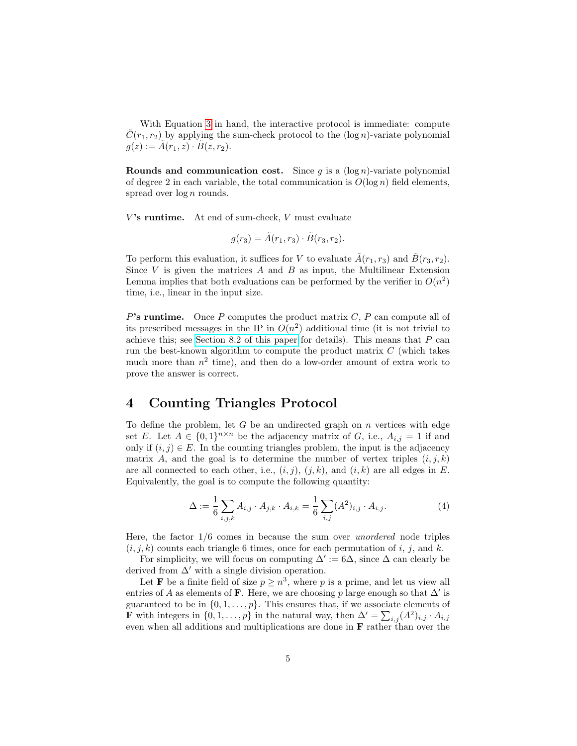With Equation 3 in hand, the interactive protocol is immediate: compute $\tilde{C}(r_1, r_2)$ by applying the sum-check protocol to the $(\log n)$-variate polynomial $g(z) := \tilde{A}(r_1, z) \cdot \tilde{B}(z, r_2)$.

**Rounds and communication cost.** Since $g$ is a $(\log n)$-variate polynomial of degree 2 in each variable, the total communication is $O(\log n)$ field elements, spread over $\log n$ rounds.

**$V$'s runtime.** At end of sum-check, $V$ must evaluate

$$g(r_3) = \tilde{A}(r_1, r_3) \cdot \tilde{B}(r_3, r_2).$$

To perform this evaluation, it suffices for $V$ to evaluate $\tilde{A}(r_1, r_3)$ and $\tilde{B}(r_3, r_2)$. Since $V$ is given the matrices $A$ and $B$ as input, the Multilinear Extension Lemma implies that both evaluations can be performed by the verifier in $O(n^2)$ time, i.e., linear in the input size.

**$P$'s runtime.** Once $P$ computes the product matrix $C$, $P$ can compute all of its prescribed messages in the IP in $O(n^2)$ additional time (it is not trivial to achieve this; see Section 8.2 of this paper for details). This means that $P$ can run the best-known algorithm to compute the product matrix $C$ (which takes much more than $n^2$ time), and then do a low-order amount of extra work to prove the answer is correct.

## 4 Counting Triangles Protocol

To define the problem, let $G$ be an undirected graph on $n$ vertices with edge set $E$. Let $A \in \{0,1\}^{n \times n}$ be the adjacency matrix of $G$, i.e., $A_{i,j} = 1$ if and only if $(i,j) \in E$. In the counting triangles problem, the input is the adjacency matrix $A$, and the goal is to determine the number of vertex triples $(i,j,k)$ are all connected to each other, i.e., $(i,j)$, $(j,k)$, and $(i,k)$ are all edges in $E$. Equivalently, the goal is to compute the following quantity:

$$\Delta := \frac{1}{6} \sum_{i,j,k} A_{i,j} \cdot A_{j,k} \cdot A_{i,k} = \frac{1}{6} \sum_{i,j} (A^2)_{i,j} \cdot A_{i,j}. \tag{4}$$

Here, the factor $1/6$ comes in because the sum over *unordered* node triples $(i,j,k)$ counts each triangle 6 times, once for each permutation of $i$, $j$, and $k$.

For simplicity, we will focus on computing $\Delta' := 6\Delta$, since $\Delta$ can clearly be derived from $\Delta'$ with a single division operation.

Let $\mathbf{F}$ be a finite field of size $p \geq n^3$, where $p$ is a prime, and let us view all entries of $A$ as elements of $\mathbf{F}$. Here, we are choosing $p$ large enough so that $\Delta'$ is guaranteed to be in $\{0, 1, \ldots, p\}$. This ensures that, if we associate elements of $\mathbf{F}$ with integers in $\{0, 1, \ldots, p\}$ in the natural way, then $\Delta' = \sum_{i,j} (A^2)_{i,j} \cdot A_{i,j}$ even when all additions and multiplications are done in $\mathbf{F}$ rather than over the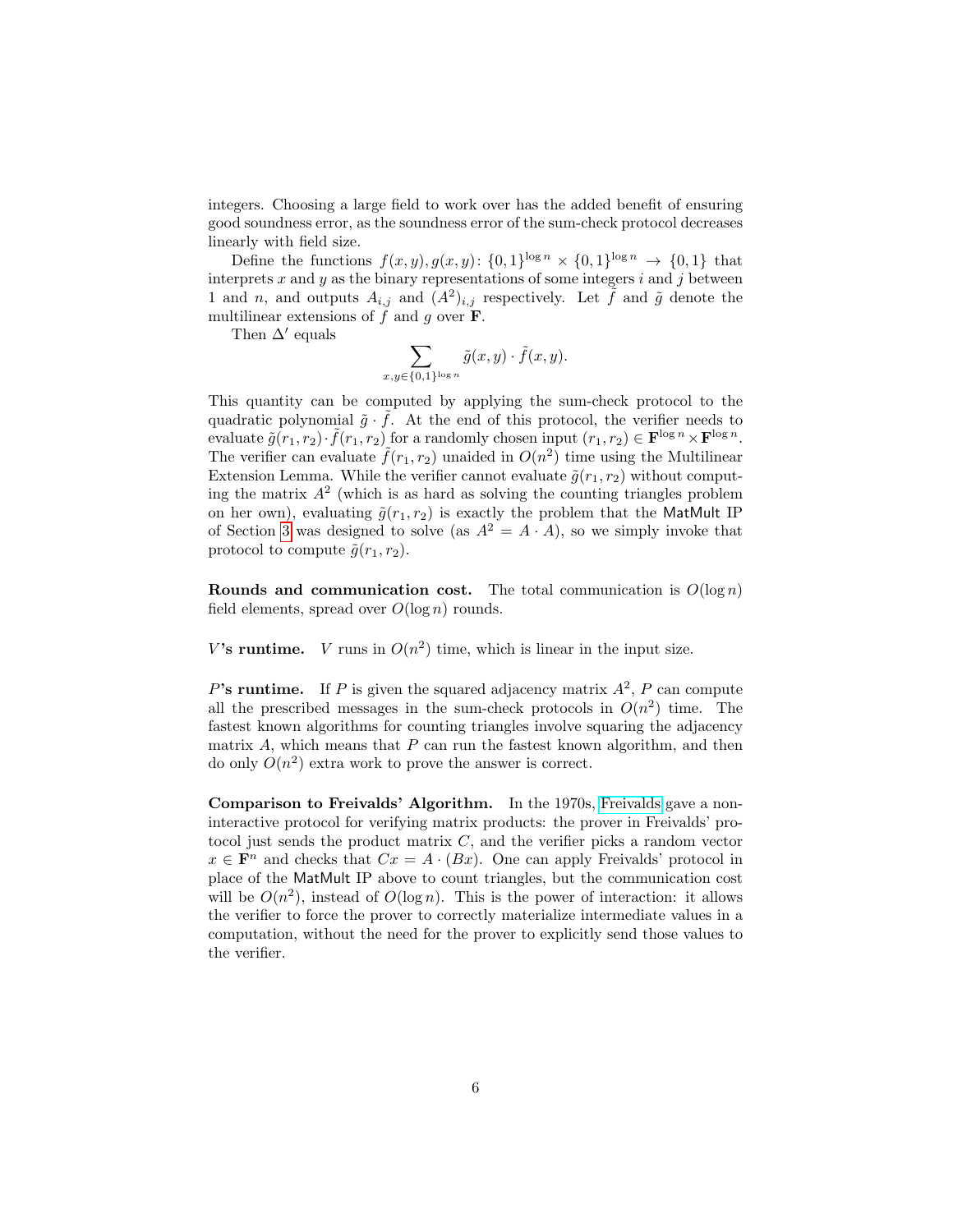integers. Choosing a large field to work over has the added benefit of ensuring good soundness error, as the soundness error of the sum-check protocol decreases linearly with field size.

Define the functions $f(x,y), g(x,y)\colon \{0,1\}^{\log n} \times \{0,1\}^{\log n} \to \{0,1\}$ that interprets $x$ and $y$ as the binary representations of some integers $i$ and $j$ between 1 and $n$, and outputs $A_{i,j}$ and $(A^2)_{i,j}$ respectively. Let $\tilde{f}$ and $\tilde{g}$ denote the multilinear extensions of $f$ and $g$ over $\mathbf{F}$.

Then $\Delta'$ equals

$$\sum_{x,y \in \{0,1\}^{\log n}} \tilde{g}(x,y) \cdot \tilde{f}(x,y).$$

This quantity can be computed by applying the sum-check protocol to the quadratic polynomial $\tilde{g} \cdot \tilde{f}$. At the end of this protocol, the verifier needs to evaluate $\tilde{g}(r_1,r_2) \cdot \tilde{f}(r_1,r_2)$ for a randomly chosen input $(r_1,r_2) \in \mathbf{F}^{\log n} \times \mathbf{F}^{\log n}$. The verifier can evaluate $\tilde{f}(r_1,r_2)$ unaided in $O(n^2)$ time using the Multilinear Extension Lemma. While the verifier cannot evaluate $\tilde{g}(r_1,r_2)$ without computing the matrix $A^2$ (which is as hard as solving the counting triangles problem on her own), evaluating $\tilde{g}(r_1,r_2)$ is exactly the problem that the MatMult IP of Section 3 was designed to solve (as $A^2 = A \cdot A$), so we simply invoke that protocol to compute $\tilde{g}(r_1,r_2)$.

**Rounds and communication cost.** The total communication is $O(\log n)$ field elements, spread over $O(\log n)$ rounds.

***V*'s runtime.** $V$ runs in $O(n^2)$ time, which is linear in the input size.

***P*'s runtime.** If $P$ is given the squared adjacency matrix $A^2$, $P$ can compute all the prescribed messages in the sum-check protocols in $O(n^2)$ time. The fastest known algorithms for counting triangles involve squaring the adjacency matrix $A$, which means that $P$ can run the fastest known algorithm, and then do only $O(n^2)$ extra work to prove the answer is correct.

**Comparison to Freivalds' Algorithm.** In the 1970s, Freivalds gave a non-interactive protocol for verifying matrix products: the prover in Freivalds' protocol just sends the product matrix $C$, and the verifier picks a random vector $x \in \mathbf{F}^n$ and checks that $Cx = A \cdot (Bx)$. One can apply Freivalds' protocol in place of the MatMult IP above to count triangles, but the communication cost will be $O(n^2)$, instead of $O(\log n)$. This is the power of interaction: it allows the verifier to force the prover to correctly materialize intermediate values in a computation, without the need for the prover to explicitly send those values to the verifier.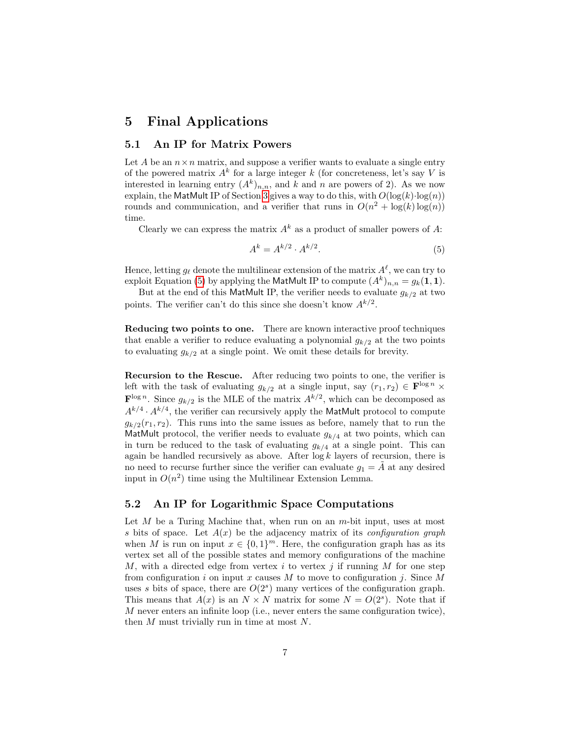# 5 Final Applications

## 5.1 An IP for Matrix Powers

Let $A$ be an $n \times n$ matrix, and suppose a verifier wants to evaluate a single entry of the powered matrix $A^k$ for a large integer $k$ (for concreteness, let's say $V$ is interested in learning entry $(A^k)_{n,n}$, and $k$ and $n$ are powers of 2). As we now explain, the MatMult IP of Section 3 gives a way to do this, with $O(\log(k) \cdot \log(n))$ rounds and communication, and a verifier that runs in $O(n^2 + \log(k)\log(n))$ time.

Clearly we can express the matrix $A^k$ as a product of smaller powers of $A$:

$$A^k = A^{k/2} \cdot A^{k/2}. \tag{5}$$

Hence, letting $g_\ell$ denote the multilinear extension of the matrix $A^\ell$, we can try to exploit Equation (5) by applying the MatMult IP to compute $(A^k)_{n,n} = g_k(\mathbf{1}, \mathbf{1})$.

But at the end of this MatMult IP, the verifier needs to evaluate $g_{k/2}$ at two points. The verifier can't do this since she doesn't know $A^{k/2}$.

**Reducing two points to one.** There are known interactive proof techniques that enable a verifier to reduce evaluating a polynomial $g_{k/2}$ at the two points to evaluating $g_{k/2}$ at a single point. We omit these details for brevity.

**Recursion to the Rescue.** After reducing two points to one, the verifier is left with the task of evaluating $g_{k/2}$ at a single input, say $(r_1, r_2) \in \mathbf{F}^{\log n} \times \mathbf{F}^{\log n}$. Since $g_{k/2}$ is the MLE of the matrix $A^{k/2}$, which can be decomposed as $A^{k/4} \cdot A^{k/4}$, the verifier can recursively apply the MatMult protocol to compute $g_{k/2}(r_1, r_2)$. This runs into the same issues as before, namely that to run the MatMult protocol, the verifier needs to evaluate $g_{k/4}$ at two points, which can in turn be reduced to the task of evaluating $g_{k/4}$ at a single point. This can again be handled recursively as above. After $\log k$ layers of recursion, there is no need to recurse further since the verifier can evaluate $g_1 = \tilde{A}$ at any desired input in $O(n^2)$ time using the Multilinear Extension Lemma.

## 5.2 An IP for Logarithmic Space Computations

Let $M$ be a Turing Machine that, when run on an $m$-bit input, uses at most $s$ bits of space. Let $A(x)$ be the adjacency matrix of its *configuration graph* when $M$ is run on input $x \in \{0,1\}^m$. Here, the configuration graph has as its vertex set all of the possible states and memory configurations of the machine $M$, with a directed edge from vertex $i$ to vertex $j$ if running $M$ for one step from configuration $i$ on input $x$ causes $M$ to move to configuration $j$. Since $M$ uses $s$ bits of space, there are $O(2^s)$ many vertices of the configuration graph. This means that $A(x)$ is an $N \times N$ matrix for some $N = O(2^s)$. Note that if $M$ never enters an infinite loop (i.e., never enters the same configuration twice), then $M$ must trivially run in time at most $N$.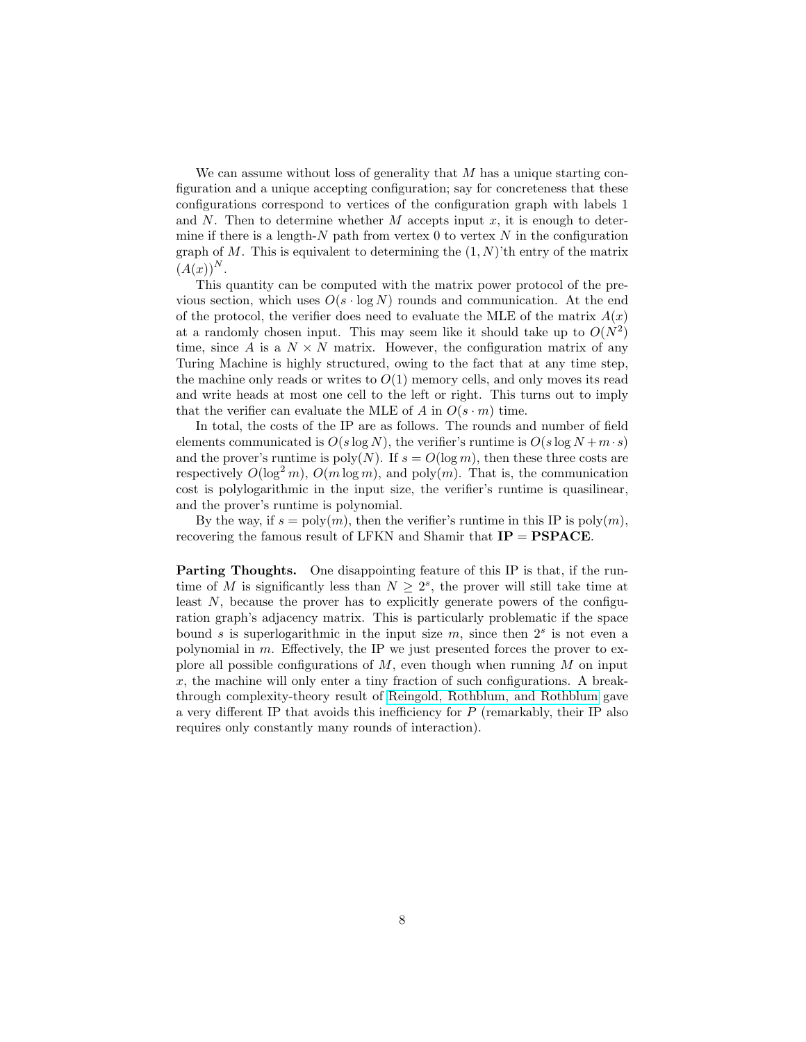We can assume without loss of generality that $M$ has a unique starting configuration and a unique accepting configuration; say for concreteness that these configurations correspond to vertices of the configuration graph with labels 1 and $N$. Then to determine whether $M$ accepts input $x$, it is enough to determine if there is a length-$N$ path from vertex 0 to vertex $N$ in the configuration graph of $M$. This is equivalent to determining the $(1, N)$'th entry of the matrix $(A(x))^N$.

This quantity can be computed with the matrix power protocol of the previous section, which uses $O(s \cdot \log N)$ rounds and communication. At the end of the protocol, the verifier does need to evaluate the MLE of the matrix $A(x)$ at a randomly chosen input. This may seem like it should take up to $O(N^2)$ time, since $A$ is a $N \times N$ matrix. However, the configuration matrix of any Turing Machine is highly structured, owing to the fact that at any time step, the machine only reads or writes to $O(1)$ memory cells, and only moves its read and write heads at most one cell to the left or right. This turns out to imply that the verifier can evaluate the MLE of $A$ in $O(s \cdot m)$ time.

In total, the costs of the IP are as follows. The rounds and number of field elements communicated is $O(s \log N)$, the verifier's runtime is $O(s \log N + m \cdot s)$ and the prover's runtime is $\text{poly}(N)$. If $s = O(\log m)$, then these three costs are respectively $O(\log^2 m)$, $O(m \log m)$, and $\text{poly}(m)$. That is, the communication cost is polylogarithmic in the input size, the verifier's runtime is quasilinear, and the prover's runtime is polynomial.

By the way, if $s = \text{poly}(m)$, then the verifier's runtime in this IP is $\text{poly}(m)$, recovering the famous result of LFKN and Shamir that $\mathbf{IP} = \mathbf{PSPACE}$.

**Parting Thoughts.** One disappointing feature of this IP is that, if the runtime of $M$ is significantly less than $N \geq 2^s$, the prover will still take time at least $N$, because the prover has to explicitly generate powers of the configuration graph's adjacency matrix. This is particularly problematic if the space bound $s$ is superlogarithmic in the input size $m$, since then $2^s$ is not even a polynomial in $m$. Effectively, the IP we just presented forces the prover to explore all possible configurations of $M$, even though when running $M$ on input $x$, the machine will only enter a tiny fraction of such configurations. A breakthrough complexity-theory result of Reingold, Rothblum, and Rothblum gave a very different IP that avoids this inefficiency for $P$ (remarkably, their IP also requires only constantly many rounds of interaction).